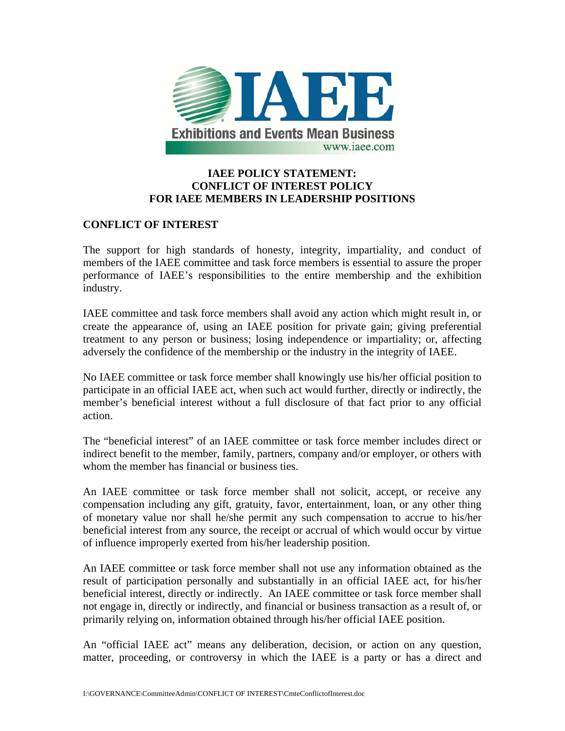# IAEE POLICY STATEMENT: CONFLICT OF INTEREST POLICY FOR IAEE MEMBERS IN LEADERSHIP POSITIONS

## CONFLICT OF INTEREST

The support for high standards of honesty, integrity, impartiality, and conduct of members of the IAEE committee and task force members is essential to assure the proper performance of IAEE's responsibilities to the entire membership and the exhibition industry.

IAEE committee and task force members shall avoid any action which might result in, or create the appearance of, using an IAEE position for private gain; giving preferential treatment to any person or business; losing independence or impartiality; or, affecting adversely the confidence of the membership or the industry in the integrity of IAEE.

No IAEE committee or task force member shall knowingly use his/her official position to participate in an official IAEE act, when such act would further, directly or indirectly, the member's beneficial interest without a full disclosure of that fact prior to any official action.

The "beneficial interest" of an IAEE committee or task force member includes direct or indirect benefit to the member, family, partners, company and/or employer, or others with whom the member has financial or business ties.

An IAEE committee or task force member shall not solicit, accept, or receive any compensation including any gift, gratuity, favor, entertainment, loan, or any other thing of monetary value nor shall he/she permit any such compensation to accrue to his/her beneficial interest from any source, the receipt or accrual of which would occur by virtue of influence improperly exerted from his/her leadership position.

An IAEE committee or task force member shall not use any information obtained as the result of participation personally and substantially in an official IAEE act, for his/her beneficial interest, directly or indirectly. An IAEE committee or task force member shall not engage in, directly or indirectly, and financial or business transaction as a result of, or primarily relying on, information obtained through his/her official IAEE position.

An "official IAEE act" means any deliberation, decision, or action on any question, matter, proceeding, or controversy in which the IAEE is a party or has a direct and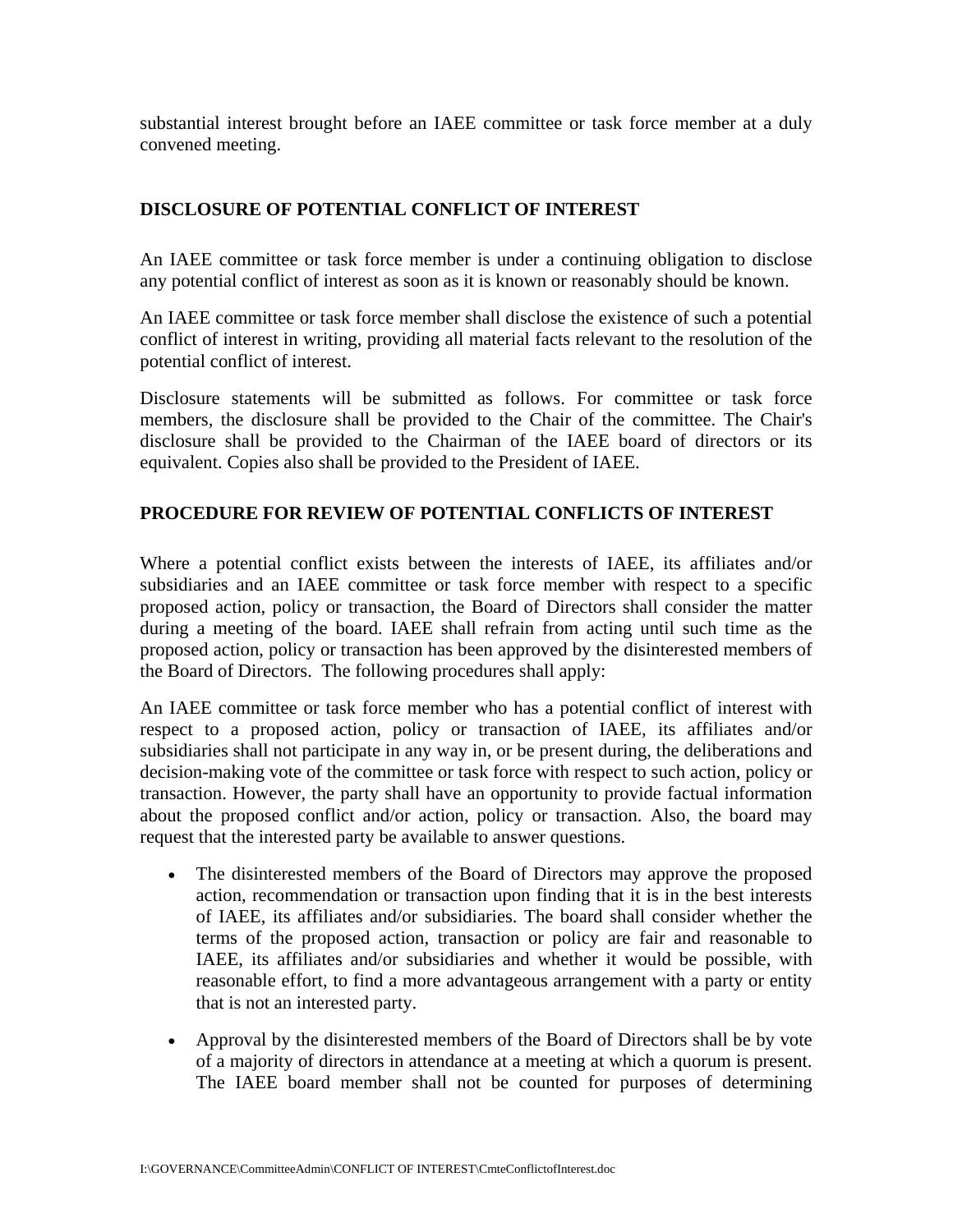substantial interest brought before an IAEE committee or task force member at a duly convened meeting.

## DISCLOSURE OF POTENTIAL CONFLICT OF INTEREST

An IAEE committee or task force member is under a continuing obligation to disclose any potential conflict of interest as soon as it is known or reasonably should be known.

An IAEE committee or task force member shall disclose the existence of such a potential conflict of interest in writing, providing all material facts relevant to the resolution of the potential conflict of interest.

Disclosure statements will be submitted as follows. For committee or task force members, the disclosure shall be provided to the Chair of the committee. The Chair's disclosure shall be provided to the Chairman of the IAEE board of directors or its equivalent. Copies also shall be provided to the President of IAEE.

## PROCEDURE FOR REVIEW OF POTENTIAL CONFLICTS OF INTEREST

Where a potential conflict exists between the interests of IAEE, its affiliates and/or subsidiaries and an IAEE committee or task force member with respect to a specific proposed action, policy or transaction, the Board of Directors shall consider the matter during a meeting of the board. IAEE shall refrain from acting until such time as the proposed action, policy or transaction has been approved by the disinterested members of the Board of Directors. The following procedures shall apply:

An IAEE committee or task force member who has a potential conflict of interest with respect to a proposed action, policy or transaction of IAEE, its affiliates and/or subsidiaries shall not participate in any way in, or be present during, the deliberations and decision-making vote of the committee or task force with respect to such action, policy or transaction. However, the party shall have an opportunity to provide factual information about the proposed conflict and/or action, policy or transaction. Also, the board may request that the interested party be available to answer questions.

- The disinterested members of the Board of Directors may approve the proposed action, recommendation or transaction upon finding that it is in the best interests of IAEE, its affiliates and/or subsidiaries. The board shall consider whether the terms of the proposed action, transaction or policy are fair and reasonable to IAEE, its affiliates and/or subsidiaries and whether it would be possible, with reasonable effort, to find a more advantageous arrangement with a party or entity that is not an interested party.
- Approval by the disinterested members of the Board of Directors shall be by vote of a majority of directors in attendance at a meeting at which a quorum is present. The IAEE board member shall not be counted for purposes of determining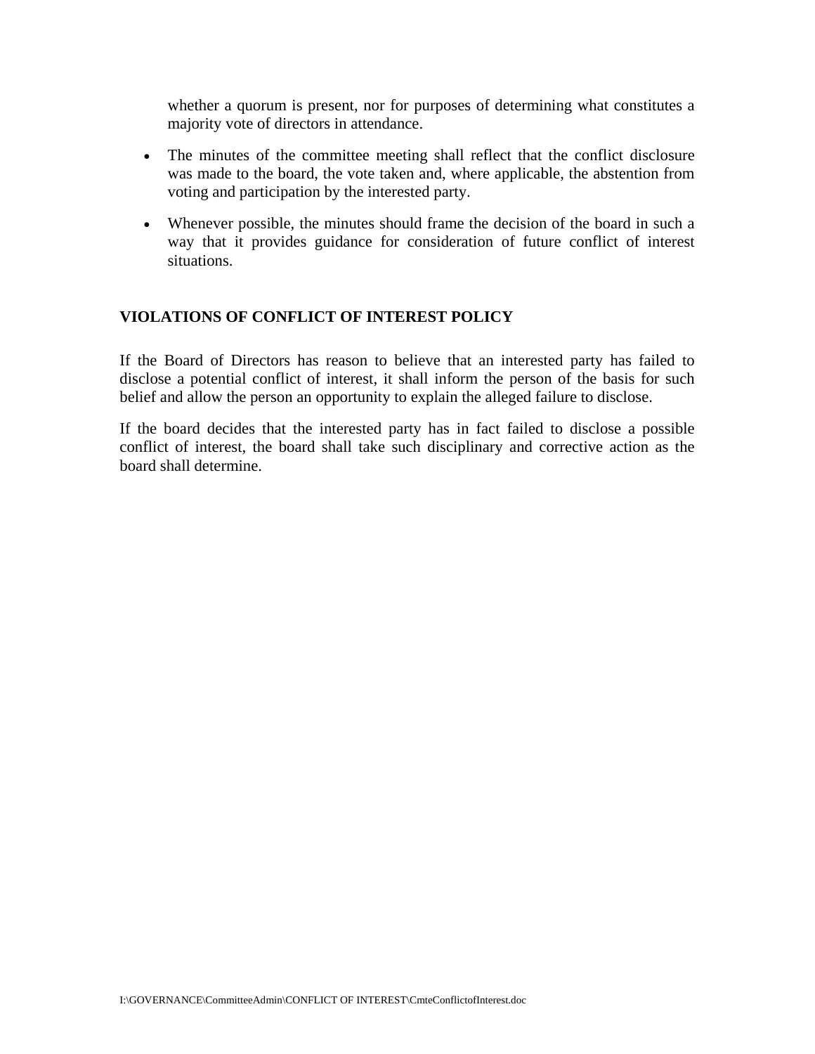whether a quorum is present, nor for purposes of determining what constitutes a majority vote of directors in attendance.

- The minutes of the committee meeting shall reflect that the conflict disclosure was made to the board, the vote taken and, where applicable, the abstention from voting and participation by the interested party.
- Whenever possible, the minutes should frame the decision of the board in such a way that it provides guidance for consideration of future conflict of interest situations.

## VIOLATIONS OF CONFLICT OF INTEREST POLICY

If the Board of Directors has reason to believe that an interested party has failed to disclose a potential conflict of interest, it shall inform the person of the basis for such belief and allow the person an opportunity to explain the alleged failure to disclose.

If the board decides that the interested party has in fact failed to disclose a possible conflict of interest, the board shall take such disciplinary and corrective action as the board shall determine.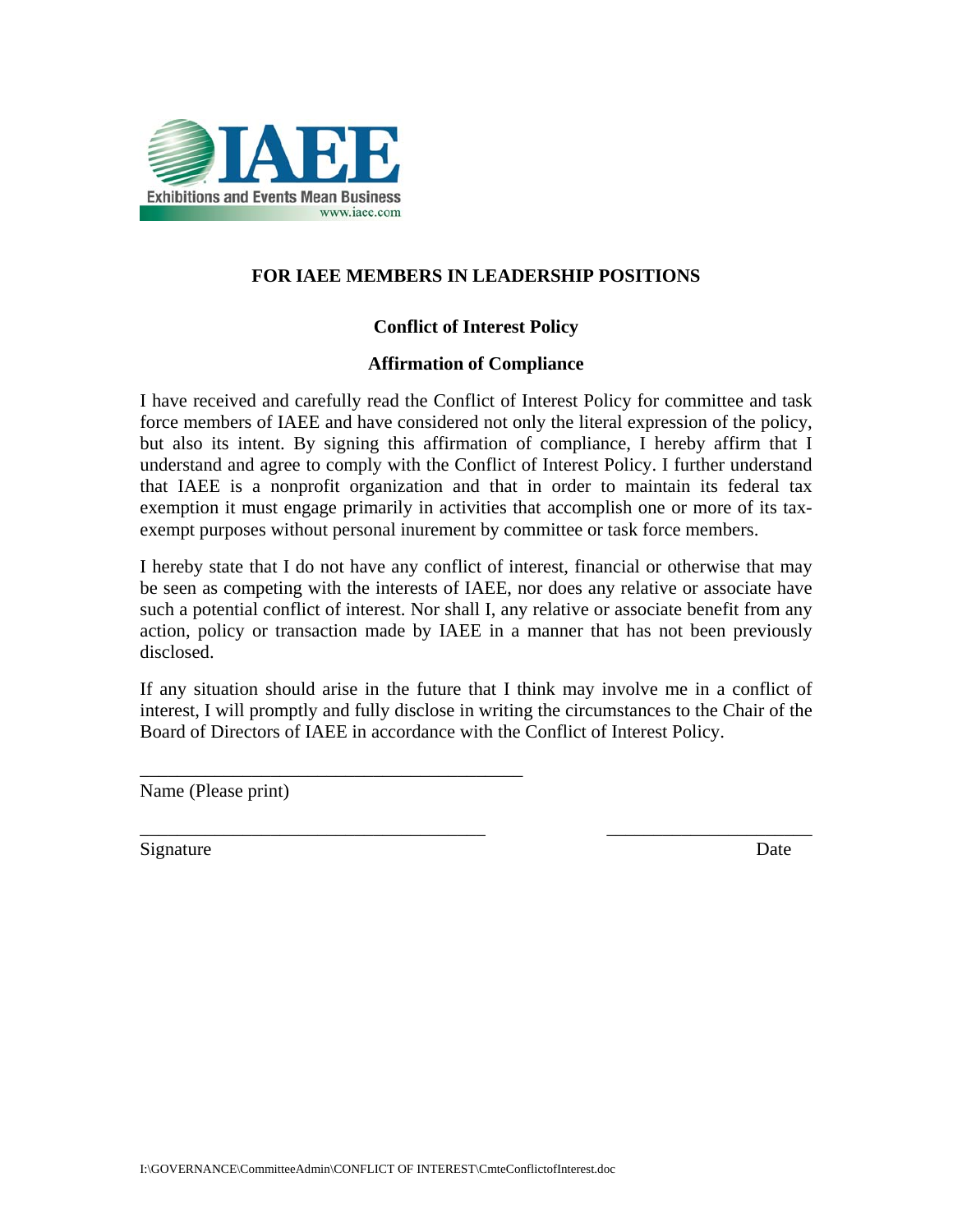IAEE

Exhibitions and Events Mean Business

www.iaee.com

## FOR IAEE MEMBERS IN LEADERSHIP POSITIONS

### Conflict of Interest Policy

### Affirmation of Compliance

I have received and carefully read the Conflict of Interest Policy for committee and task force members of IAEE and have considered not only the literal expression of the policy, but also its intent. By signing this affirmation of compliance, I hereby affirm that I understand and agree to comply with the Conflict of Interest Policy. I further understand that IAEE is a nonprofit organization and that in order to maintain its federal tax exemption it must engage primarily in activities that accomplish one or more of its tax-exempt purposes without personal inurement by committee or task force members.

I hereby state that I do not have any conflict of interest, financial or otherwise that may be seen as competing with the interests of IAEE, nor does any relative or associate have such a potential conflict of interest. Nor shall I, any relative or associate benefit from any action, policy or transaction made by IAEE in a manner that has not been previously disclosed.

If any situation should arise in the future that I think may involve me in a conflict of interest, I will promptly and fully disclose in writing the circumstances to the Chair of the Board of Directors of IAEE in accordance with the Conflict of Interest Policy.

_________________________________________

Name (Please print)

____________________________________ ______________________

Signature Date

I:\GOVERNANCE\CommitteeAdmin\CONFLICT OF INTEREST\CmteConflictofInterest.doc